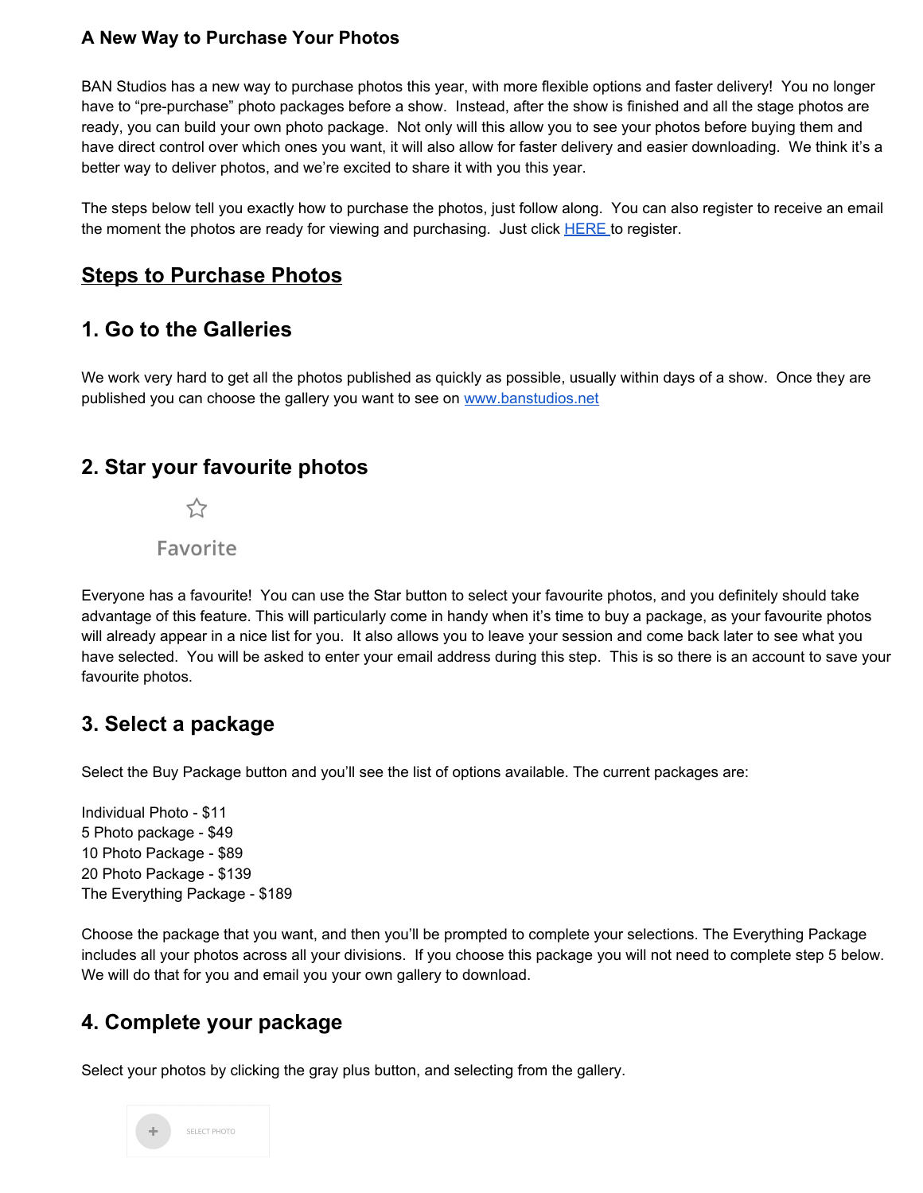### A New Way to Purchase Your Photos

BAN Studios has a new way to purchase photos this year, with more flexible options and faster delivery! You no longer have to "pre-purchase" photo packages before a show. Instead, after the show is finished and all the stage photos are ready, you can build your own photo package. Not only will this allow you to see your photos before buying them and have direct control over which ones you want, it will also allow for faster delivery and easier downloading. We think it's a better way to deliver photos, and we're excited to share it with you this year.

The steps below tell you exactly how to purchase the photos, just follow along. You can also register to receive an email the moment the photos are ready for viewing and purchasing. Just click HERE to register.

## Steps to Purchase Photos

## 1. Go to the Galleries

We work very hard to get all the photos published as quickly as possible, usually within days of a show. Once they are published you can choose the gallery you want to see on www.banstudios.net

## 2. Star your favourite photos

☆

Favorite

Everyone has a favourite! You can use the Star button to select your favourite photos, and you definitely should take advantage of this feature. This will particularly come in handy when it's time to buy a package, as your favourite photos will already appear in a nice list for you. It also allows you to leave your session and come back later to see what you have selected. You will be asked to enter your email address during this step. This is so there is an account to save your favourite photos.

## 3. Select a package

Select the Buy Package button and you'll see the list of options available. The current packages are:

Individual Photo - $11
5 Photo package - $49
10 Photo Package - $89
20 Photo Package - $139
The Everything Package - $189

Choose the package that you want, and then you'll be prompted to complete your selections. The Everything Package includes all your photos across all your divisions. If you choose this package you will not need to complete step 5 below. We will do that for you and email you your own gallery to download.

## 4. Complete your package

Select your photos by clicking the gray plus button, and selecting from the gallery.

+ SELECT PHOTO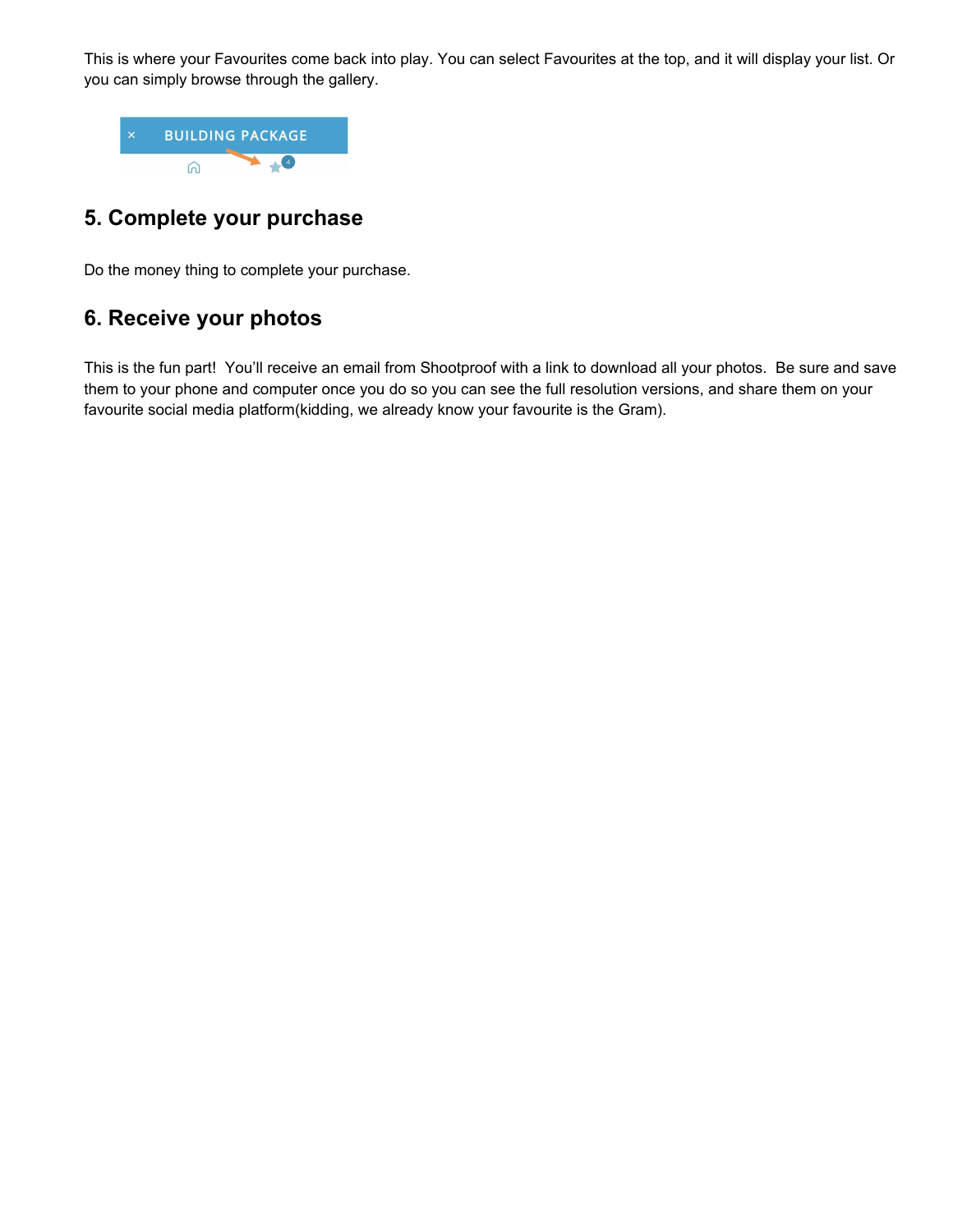This is where your Favourites come back into play. You can select Favourites at the top, and it will display your list. Or you can simply browse through the gallery.

## 5. Complete your purchase

Do the money thing to complete your purchase.

## 6. Receive your photos

This is the fun part!  You'll receive an email from Shootproof with a link to download all your photos.  Be sure and save them to your phone and computer once you do so you can see the full resolution versions, and share them on your favourite social media platform(kidding, we already know your favourite is the Gram).